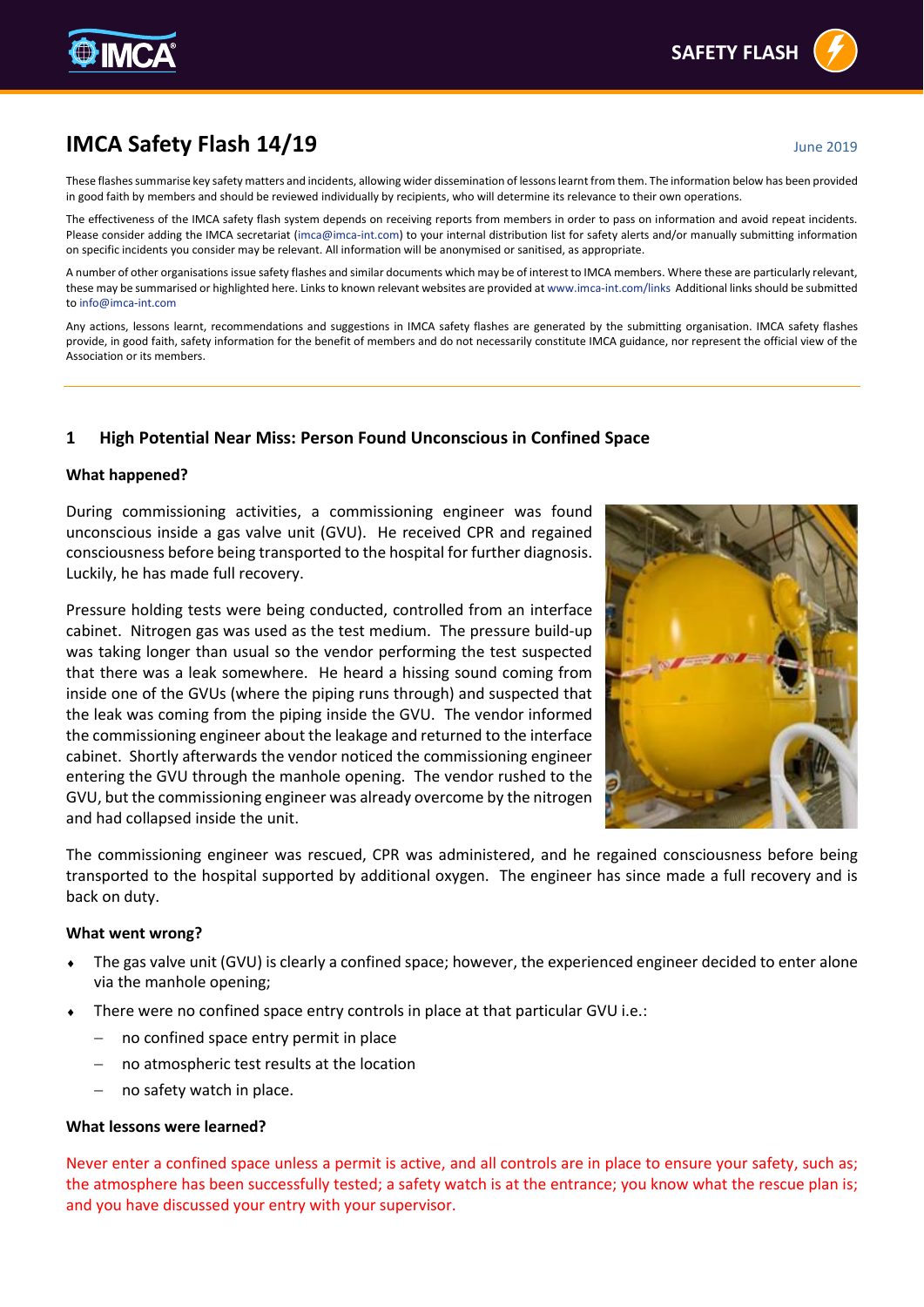# IMCA Safety Flash 14/19

June 2019

These flashes summarise key safety matters and incidents, allowing wider dissemination of lessons learnt from them. The information below has been provided in good faith by members and should be reviewed individually by recipients, who will determine its relevance to their own operations.

The effectiveness of the IMCA safety flash system depends on receiving reports from members in order to pass on information and avoid repeat incidents. Please consider adding the IMCA secretariat (imca@imca-int.com) to your internal distribution list for safety alerts and/or manually submitting information on specific incidents you consider may be relevant. All information will be anonymised or sanitised, as appropriate.

A number of other organisations issue safety flashes and similar documents which may be of interest to IMCA members. Where these are particularly relevant, these may be summarised or highlighted here. Links to known relevant websites are provided at www.imca-int.com/links Additional links should be submitted to info@imca-int.com

Any actions, lessons learnt, recommendations and suggestions in IMCA safety flashes are generated by the submitting organisation. IMCA safety flashes provide, in good faith, safety information for the benefit of members and do not necessarily constitute IMCA guidance, nor represent the official view of the Association or its members.

## 1 High Potential Near Miss: Person Found Unconscious in Confined Space

### What happened?

During commissioning activities, a commissioning engineer was found unconscious inside a gas valve unit (GVU). He received CPR and regained consciousness before being transported to the hospital for further diagnosis. Luckily, he has made full recovery.

Pressure holding tests were being conducted, controlled from an interface cabinet. Nitrogen gas was used as the test medium. The pressure build-up was taking longer than usual so the vendor performing the test suspected that there was a leak somewhere. He heard a hissing sound coming from inside one of the GVUs (where the piping runs through) and suspected that the leak was coming from the piping inside the GVU. The vendor informed the commissioning engineer about the leakage and returned to the interface cabinet. Shortly afterwards the vendor noticed the commissioning engineer entering the GVU through the manhole opening. The vendor rushed to the GVU, but the commissioning engineer was already overcome by the nitrogen and had collapsed inside the unit.

The commissioning engineer was rescued, CPR was administered, and he regained consciousness before being transported to the hospital supported by additional oxygen. The engineer has since made a full recovery and is back on duty.

### What went wrong?

- The gas valve unit (GVU) is clearly a confined space; however, the experienced engineer decided to enter alone via the manhole opening;
- There were no confined space entry controls in place at that particular GVU i.e.:
  - no confined space entry permit in place
  - no atmospheric test results at the location
  - no safety watch in place.

### What lessons were learned?

Never enter a confined space unless a permit is active, and all controls are in place to ensure your safety, such as; the atmosphere has been successfully tested; a safety watch is at the entrance; you know what the rescue plan is; and you have discussed your entry with your supervisor.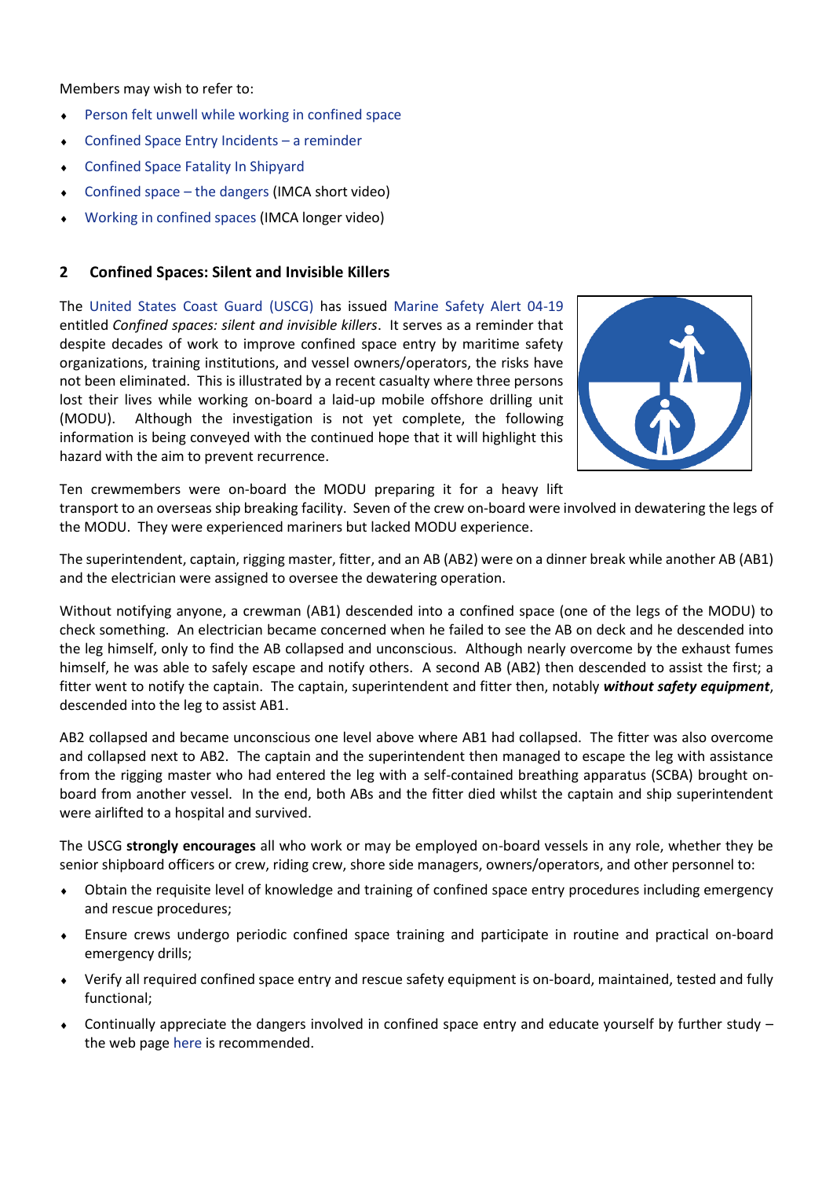Members may wish to refer to:

- Person felt unwell while working in confined space
- Confined Space Entry Incidents – a reminder
- Confined Space Fatality In Shipyard
- Confined space – the dangers (IMCA short video)
- Working in confined spaces (IMCA longer video)

## 2 Confined Spaces: Silent and Invisible Killers

The United States Coast Guard (USCG) has issued Marine Safety Alert 04-19 entitled *Confined spaces: silent and invisible killers*. It serves as a reminder that despite decades of work to improve confined space entry by maritime safety organizations, training institutions, and vessel owners/operators, the risks have not been eliminated. This is illustrated by a recent casualty where three persons lost their lives while working on-board a laid-up mobile offshore drilling unit (MODU). Although the investigation is not yet complete, the following information is being conveyed with the continued hope that it will highlight this hazard with the aim to prevent recurrence.

Ten crewmembers were on-board the MODU preparing it for a heavy lift transport to an overseas ship breaking facility. Seven of the crew on-board were involved in dewatering the legs of the MODU. They were experienced mariners but lacked MODU experience.

The superintendent, captain, rigging master, fitter, and an AB (AB2) were on a dinner break while another AB (AB1) and the electrician were assigned to oversee the dewatering operation.

Without notifying anyone, a crewman (AB1) descended into a confined space (one of the legs of the MODU) to check something. An electrician became concerned when he failed to see the AB on deck and he descended into the leg himself, only to find the AB collapsed and unconscious. Although nearly overcome by the exhaust fumes himself, he was able to safely escape and notify others. A second AB (AB2) then descended to assist the first; a fitter went to notify the captain. The captain, superintendent and fitter then, notably ***without safety equipment***, descended into the leg to assist AB1.

AB2 collapsed and became unconscious one level above where AB1 had collapsed. The fitter was also overcome and collapsed next to AB2. The captain and the superintendent then managed to escape the leg with assistance from the rigging master who had entered the leg with a self-contained breathing apparatus (SCBA) brought on-board from another vessel. In the end, both ABs and the fitter died whilst the captain and ship superintendent were airlifted to a hospital and survived.

The USCG **strongly encourages** all who work or may be employed on-board vessels in any role, whether they be senior shipboard officers or crew, riding crew, shore side managers, owners/operators, and other personnel to:

- Obtain the requisite level of knowledge and training of confined space entry procedures including emergency and rescue procedures;
- Ensure crews undergo periodic confined space training and participate in routine and practical on-board emergency drills;
- Verify all required confined space entry and rescue safety equipment is on-board, maintained, tested and fully functional;
- Continually appreciate the dangers involved in confined space entry and educate yourself by further study – the web page here is recommended.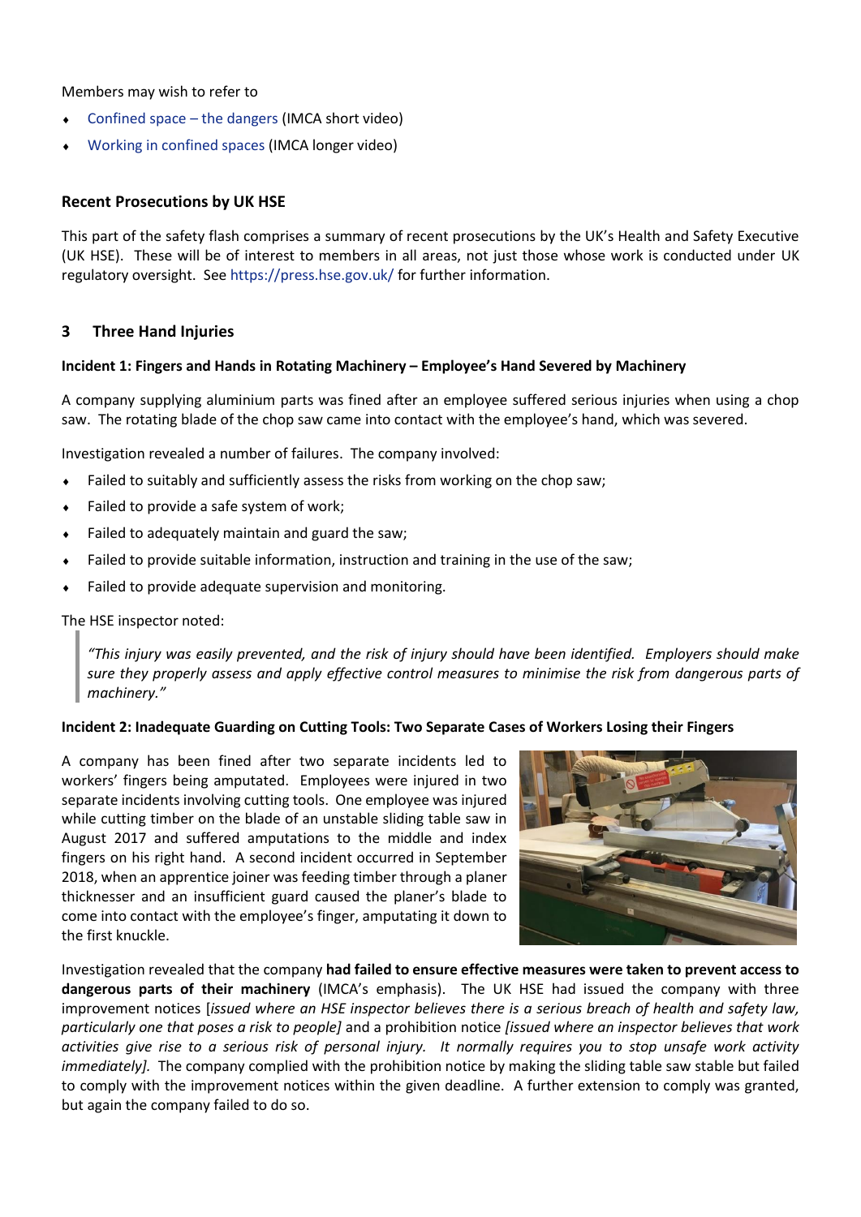Members may wish to refer to

- Confined space – the dangers (IMCA short video)
- Working in confined spaces (IMCA longer video)

## Recent Prosecutions by UK HSE

This part of the safety flash comprises a summary of recent prosecutions by the UK's Health and Safety Executive (UK HSE). These will be of interest to members in all areas, not just those whose work is conducted under UK regulatory oversight. See https://press.hse.gov.uk/ for further information.

## 3 Three Hand Injuries

#### Incident 1: Fingers and Hands in Rotating Machinery – Employee's Hand Severed by Machinery

A company supplying aluminium parts was fined after an employee suffered serious injuries when using a chop saw. The rotating blade of the chop saw came into contact with the employee's hand, which was severed.

Investigation revealed a number of failures. The company involved:

- Failed to suitably and sufficiently assess the risks from working on the chop saw;
- Failed to provide a safe system of work;
- Failed to adequately maintain and guard the saw;
- Failed to provide suitable information, instruction and training in the use of the saw;
- Failed to provide adequate supervision and monitoring.

The HSE inspector noted:

> *"This injury was easily prevented, and the risk of injury should have been identified. Employers should make sure they properly assess and apply effective control measures to minimise the risk from dangerous parts of machinery."*

#### Incident 2: Inadequate Guarding on Cutting Tools: Two Separate Cases of Workers Losing their Fingers

A company has been fined after two separate incidents led to workers' fingers being amputated. Employees were injured in two separate incidents involving cutting tools. One employee was injured while cutting timber on the blade of an unstable sliding table saw in August 2017 and suffered amputations to the middle and index fingers on his right hand. A second incident occurred in September 2018, when an apprentice joiner was feeding timber through a planer thicknesser and an insufficient guard caused the planer's blade to come into contact with the employee's finger, amputating it down to the first knuckle.

Investigation revealed that the company **had failed to ensure effective measures were taken to prevent access to dangerous parts of their machinery** (IMCA's emphasis). The UK HSE had issued the company with three improvement notices [*issued where an HSE inspector believes there is a serious breach of health and safety law, particularly one that poses a risk to people*] and a prohibition notice *[issued where an inspector believes that work activities give rise to a serious risk of personal injury. It normally requires you to stop unsafe work activity immediately].* The company complied with the prohibition notice by making the sliding table saw stable but failed to comply with the improvement notices within the given deadline. A further extension to comply was granted, but again the company failed to do so.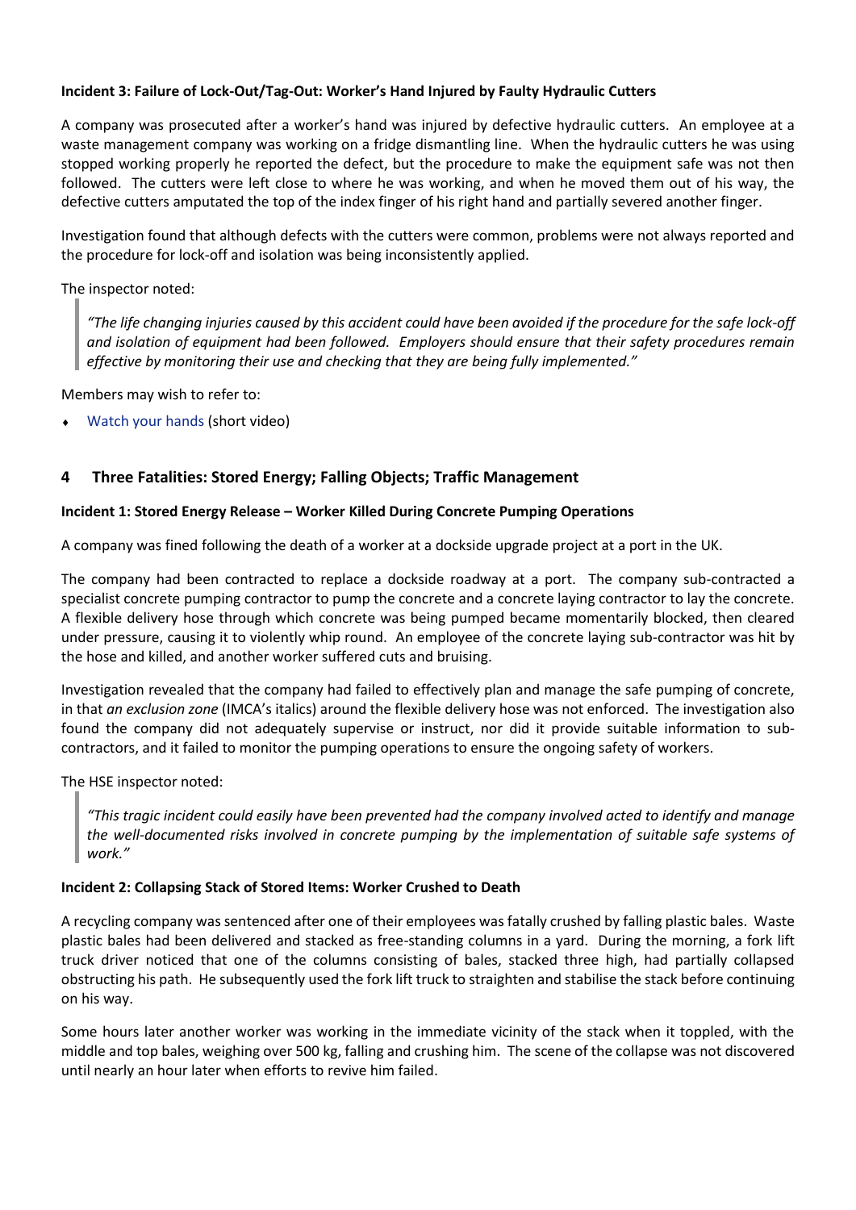**Incident 3: Failure of Lock-Out/Tag-Out: Worker's Hand Injured by Faulty Hydraulic Cutters**

A company was prosecuted after a worker's hand was injured by defective hydraulic cutters. An employee at a waste management company was working on a fridge dismantling line. When the hydraulic cutters he was using stopped working properly he reported the defect, but the procedure to make the equipment safe was not then followed. The cutters were left close to where he was working, and when he moved them out of his way, the defective cutters amputated the top of the index finger of his right hand and partially severed another finger.

Investigation found that although defects with the cutters were common, problems were not always reported and the procedure for lock-off and isolation was being inconsistently applied.

The inspector noted:

> *"The life changing injuries caused by this accident could have been avoided if the procedure for the safe lock-off and isolation of equipment had been followed. Employers should ensure that their safety procedures remain effective by monitoring their use and checking that they are being fully implemented."*

Members may wish to refer to:

- Watch your hands (short video)

## 4 Three Fatalities: Stored Energy; Falling Objects; Traffic Management

**Incident 1: Stored Energy Release – Worker Killed During Concrete Pumping Operations**

A company was fined following the death of a worker at a dockside upgrade project at a port in the UK.

The company had been contracted to replace a dockside roadway at a port. The company sub-contracted a specialist concrete pumping contractor to pump the concrete and a concrete laying contractor to lay the concrete. A flexible delivery hose through which concrete was being pumped became momentarily blocked, then cleared under pressure, causing it to violently whip round. An employee of the concrete laying sub-contractor was hit by the hose and killed, and another worker suffered cuts and bruising.

Investigation revealed that the company had failed to effectively plan and manage the safe pumping of concrete, in that *an exclusion zone* (IMCA's italics) around the flexible delivery hose was not enforced. The investigation also found the company did not adequately supervise or instruct, nor did it provide suitable information to sub-contractors, and it failed to monitor the pumping operations to ensure the ongoing safety of workers.

The HSE inspector noted:

> *"This tragic incident could easily have been prevented had the company involved acted to identify and manage the well-documented risks involved in concrete pumping by the implementation of suitable safe systems of work."*

**Incident 2: Collapsing Stack of Stored Items: Worker Crushed to Death**

A recycling company was sentenced after one of their employees was fatally crushed by falling plastic bales. Waste plastic bales had been delivered and stacked as free-standing columns in a yard. During the morning, a fork lift truck driver noticed that one of the columns consisting of bales, stacked three high, had partially collapsed obstructing his path. He subsequently used the fork lift truck to straighten and stabilise the stack before continuing on his way.

Some hours later another worker was working in the immediate vicinity of the stack when it toppled, with the middle and top bales, weighing over 500 kg, falling and crushing him. The scene of the collapse was not discovered until nearly an hour later when efforts to revive him failed.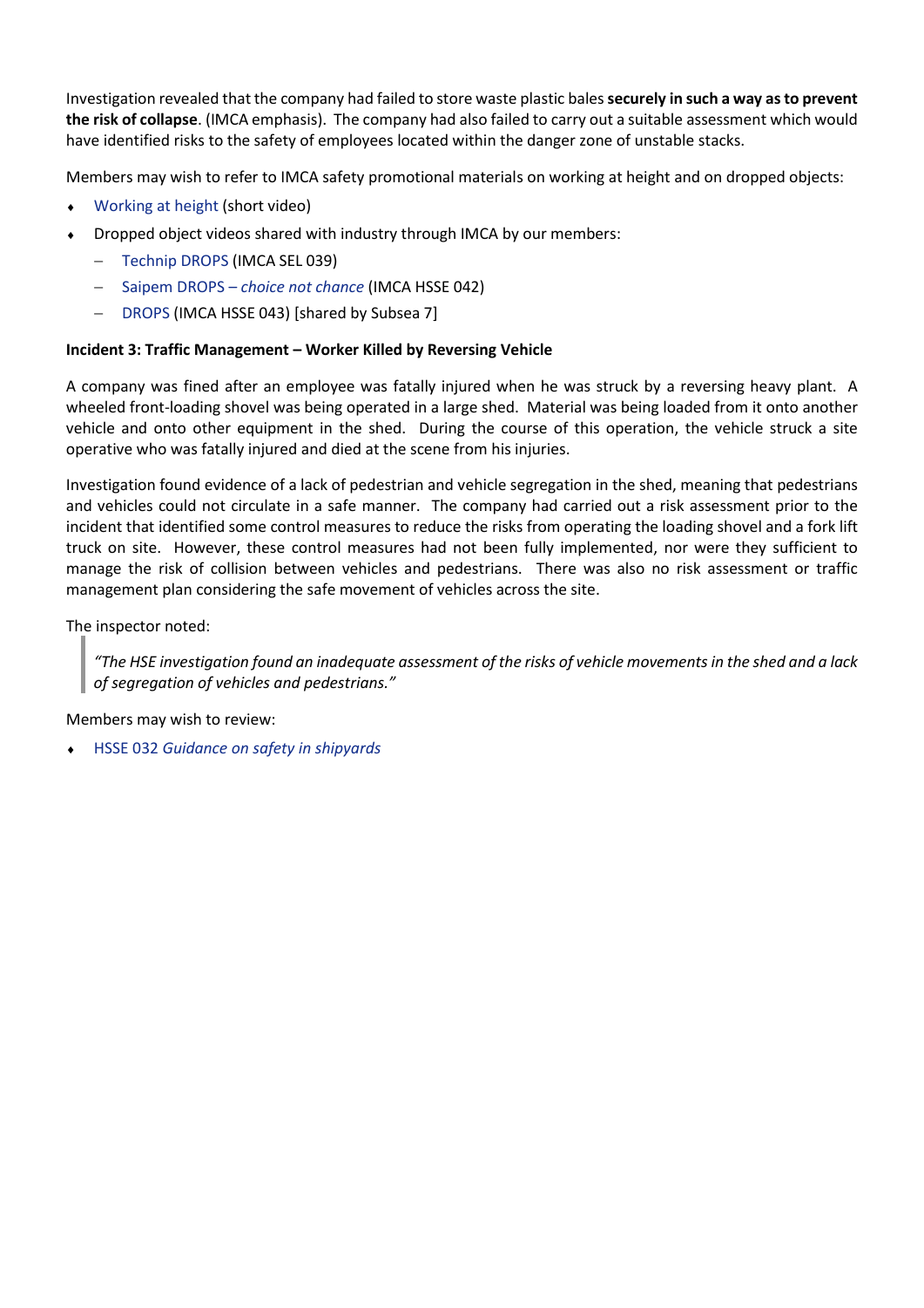Investigation revealed that the company had failed to store waste plastic bales **securely in such a way as to prevent the risk of collapse**. (IMCA emphasis). The company had also failed to carry out a suitable assessment which would have identified risks to the safety of employees located within the danger zone of unstable stacks.

Members may wish to refer to IMCA safety promotional materials on working at height and on dropped objects:

- Working at height (short video)
- Dropped object videos shared with industry through IMCA by our members:
  - Technip DROPS (IMCA SEL 039)
  - Saipem DROPS – *choice not chance* (IMCA HSSE 042)
  - DROPS (IMCA HSSE 043) [shared by Subsea 7]

**Incident 3: Traffic Management – Worker Killed by Reversing Vehicle**

A company was fined after an employee was fatally injured when he was struck by a reversing heavy plant. A wheeled front-loading shovel was being operated in a large shed. Material was being loaded from it onto another vehicle and onto other equipment in the shed. During the course of this operation, the vehicle struck a site operative who was fatally injured and died at the scene from his injuries.

Investigation found evidence of a lack of pedestrian and vehicle segregation in the shed, meaning that pedestrians and vehicles could not circulate in a safe manner. The company had carried out a risk assessment prior to the incident that identified some control measures to reduce the risks from operating the loading shovel and a fork lift truck on site. However, these control measures had not been fully implemented, nor were they sufficient to manage the risk of collision between vehicles and pedestrians. There was also no risk assessment or traffic management plan considering the safe movement of vehicles across the site.

The inspector noted:

> *"The HSE investigation found an inadequate assessment of the risks of vehicle movements in the shed and a lack of segregation of vehicles and pedestrians."*

Members may wish to review:

- HSSE 032 *Guidance on safety in shipyards*